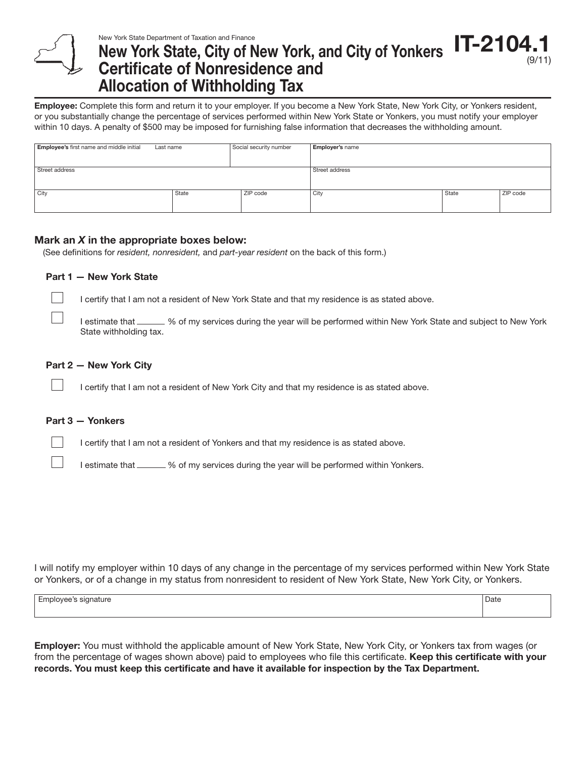New York State Department of Taxation and Finance

# New York State, City of New York, and City of Yonkers Certificate of Nonresidence and Allocation of Withholding Tax

**IT-2104.1** (9/11)

**Employee:** Complete this form and return it to your employer. If you become a New York State, New York City, or Yonkers resident, or you substantially change the percentage of services performed within New York State or Yonkers, you must notify your employer within 10 days. A penalty of $500 may be imposed for furnishing false information that decreases the withholding amount.

| **Employee's** first name and middle initial | Last name | | Social security number | **Employer's** name | | |
|---|---|---|---|---|---|---|
| Street address | | | | Street address | | |
| City | State | ZIP code | | City | State | ZIP code |

## Mark an *X* in the appropriate boxes below:

(See definitions for *resident, nonresident,* and *part-year resident* on the back of this form.)

### Part 1 — New York State

☐ I certify that I am not a resident of New York State and that my residence is as stated above.

☐ I estimate that ______ % of my services during the year will be performed within New York State and subject to New York State withholding tax.

### Part 2 — New York City

☐ I certify that I am not a resident of New York City and that my residence is as stated above.

### Part 3 — Yonkers

☐ I certify that I am not a resident of Yonkers and that my residence is as stated above.

☐ I estimate that ______ % of my services during the year will be performed within Yonkers.

I will notify my employer within 10 days of any change in the percentage of my services performed within New York State or Yonkers, or of a change in my status from nonresident to resident of New York State, New York City, or Yonkers.

| Employee's signature | Date |
|---|---|
| | |

**Employer:** You must withhold the applicable amount of New York State, New York City, or Yonkers tax from wages (or from the percentage of wages shown above) paid to employees who file this certificate. **Keep this certificate with your records. You must keep this certificate and have it available for inspection by the Tax Department.**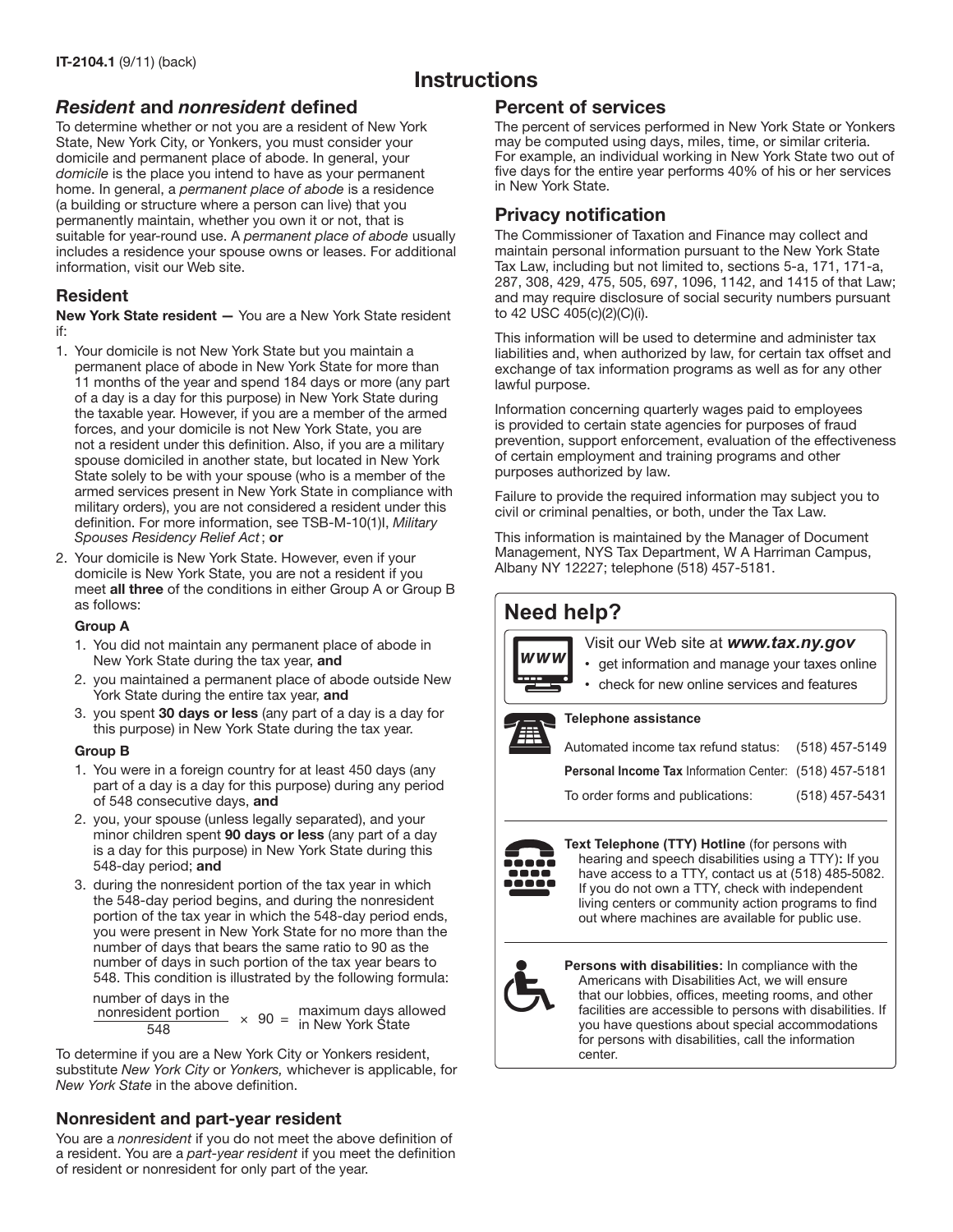# Instructions

## *Resident* and *nonresident* defined

To determine whether or not you are a resident of New York State, New York City, or Yonkers, you must consider your domicile and permanent place of abode. In general, your *domicile* is the place you intend to have as your permanent home. In general, a *permanent place of abode* is a residence (a building or structure where a person can live) that you permanently maintain, whether you own it or not, that is suitable for year-round use. A *permanent place of abode* usually includes a residence your spouse owns or leases. For additional information, visit our Web site.

### Resident

**New York State resident —** You are a New York State resident if:

1. Your domicile is not New York State but you maintain a permanent place of abode in New York State for more than 11 months of the year and spend 184 days or more (any part of a day is a day for this purpose) in New York State during the taxable year. However, if you are a member of the armed forces, and your domicile is not New York State, you are not a resident under this definition. Also, if you are a military spouse domiciled in another state, but located in New York State solely to be with your spouse (who is a member of the armed services present in New York State in compliance with military orders), you are not considered a resident under this definition. For more information, see TSB-M-10(1)I, *Military Spouses Residency Relief Act*; **or**
2. Your domicile is New York State. However, even if your domicile is New York State, you are not a resident if you meet **all three** of the conditions in either Group A or Group B as follows:

**Group A**

1. You did not maintain any permanent place of abode in New York State during the tax year, **and**
2. you maintained a permanent place of abode outside New York State during the entire tax year, **and**
3. you spent **30 days or less** (any part of a day is a day for this purpose) in New York State during the tax year.

**Group B**

1. You were in a foreign country for at least 450 days (any part of a day is a day for this purpose) during any period of 548 consecutive days, **and**
2. you, your spouse (unless legally separated), and your minor children spent **90 days or less** (any part of a day is a day for this purpose) in New York State during this 548-day period; **and**
3. during the nonresident portion of the tax year in which the 548-day period begins, and during the nonresident portion of the tax year in which the 548-day period ends, you were present in New York State for no more than the number of days that bears the same ratio to 90 as the number of days in such portion of the tax year bears to 548. This condition is illustrated by the following formula:

$$\frac{\text{number of days in the nonresident portion}}{548} \times 90 = \text{maximum days allowed in New York State}$$

To determine if you are a New York City or Yonkers resident, substitute *New York City* or *Yonkers,* whichever is applicable, for *New York State* in the above definition.

### Nonresident and part-year resident

You are a *nonresident* if you do not meet the above definition of a resident. You are a *part-year resident* if you meet the definition of resident or nonresident for only part of the year.

## Percent of services

The percent of services performed in New York State or Yonkers may be computed using days, miles, time, or similar criteria. For example, an individual working in New York State two out of five days for the entire year performs 40% of his or her services in New York State.

## Privacy notification

The Commissioner of Taxation and Finance may collect and maintain personal information pursuant to the New York State Tax Law, including but not limited to, sections 5-a, 171, 171-a, 287, 308, 429, 475, 505, 697, 1096, 1142, and 1415 of that Law; and may require disclosure of social security numbers pursuant to 42 USC 405(c)(2)(C)(i).

This information will be used to determine and administer tax liabilities and, when authorized by law, for certain tax offset and exchange of tax information programs as well as for any other lawful purpose.

Information concerning quarterly wages paid to employees is provided to certain state agencies for purposes of fraud prevention, support enforcement, evaluation of the effectiveness of certain employment and training programs and other purposes authorized by law.

Failure to provide the required information may subject you to civil or criminal penalties, or both, under the Tax Law.

This information is maintained by the Manager of Document Management, NYS Tax Department, W A Harriman Campus, Albany NY 12227; telephone (518) 457-5181.

## Need help?

Visit our Web site at ***www.tax.ny.gov***

- get information and manage your taxes online
- check for new online services and features

**Telephone assistance**

| | |
|---|---|
| Automated income tax refund status: | (518) 457-5149 |
| **Personal Income Tax** Information Center: | (518) 457-5181 |
| To order forms and publications: | (518) 457-5431 |

**Text Telephone (TTY) Hotline** (for persons with hearing and speech disabilities using a TTY)**:** If you have access to a TTY, contact us at (518) 485-5082. If you do not own a TTY, check with independent living centers or community action programs to find out where machines are available for public use.

**Persons with disabilities:** In compliance with the Americans with Disabilities Act, we will ensure that our lobbies, offices, meeting rooms, and other facilities are accessible to persons with disabilities. If you have questions about special accommodations for persons with disabilities, call the information center.